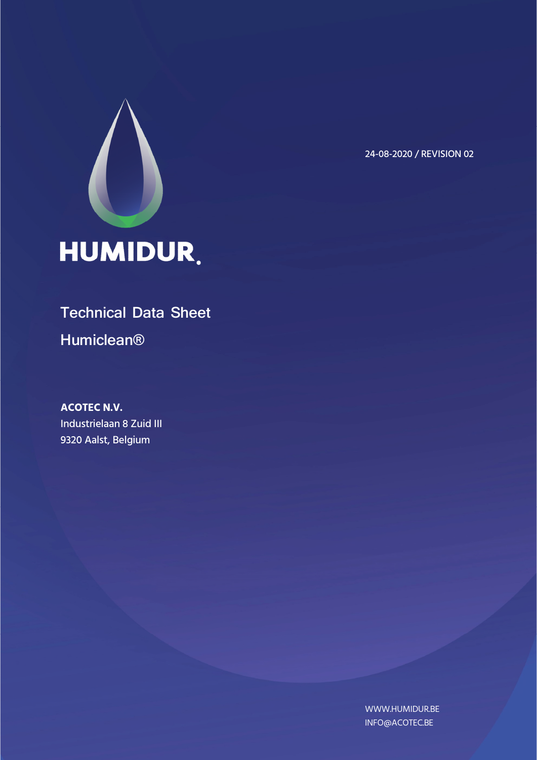24-08-2020 / REVISION 02

# HUMIDUR

## Technical Data Sheet

## Humiclean®

**ACOTEC N.V.**
Industrielaan 8 Zuid III
9320 Aalst, Belgium

WWW.HUMIDUR.BE
INFO@ACOTEC.BE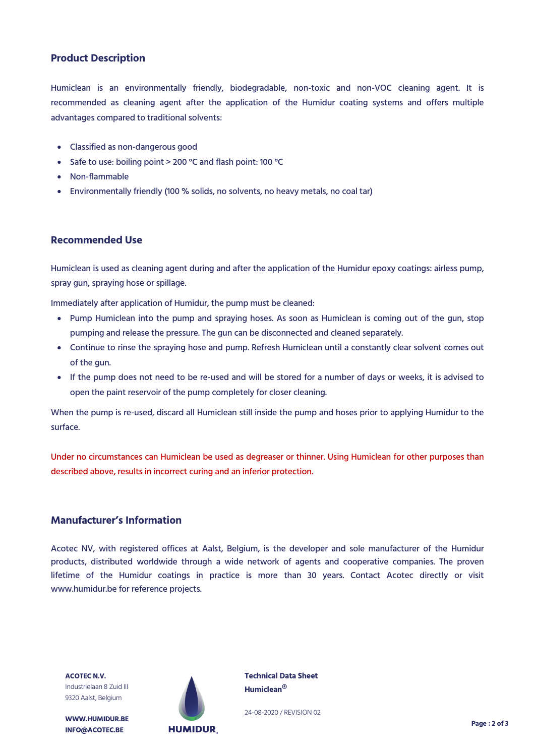## Product Description

Humiclean is an environmentally friendly, biodegradable, non-toxic and non-VOC cleaning agent. It is recommended as cleaning agent after the application of the Humidur coating systems and offers multiple advantages compared to traditional solvents:

- Classified as non-dangerous good
- Safe to use: boiling point > 200 °C and flash point: 100 °C
- Non-flammable
- Environmentally friendly (100 % solids, no solvents, no heavy metals, no coal tar)

## Recommended Use

Humiclean is used as cleaning agent during and after the application of the Humidur epoxy coatings: airless pump, spray gun, spraying hose or spillage.

Immediately after application of Humidur, the pump must be cleaned:

- Pump Humiclean into the pump and spraying hoses. As soon as Humiclean is coming out of the gun, stop pumping and release the pressure. The gun can be disconnected and cleaned separately.
- Continue to rinse the spraying hose and pump. Refresh Humiclean until a constantly clear solvent comes out of the gun.
- If the pump does not need to be re-used and will be stored for a number of days or weeks, it is advised to open the paint reservoir of the pump completely for closer cleaning.

When the pump is re-used, discard all Humiclean still inside the pump and hoses prior to applying Humidur to the surface.

Under no circumstances can Humiclean be used as degreaser or thinner. Using Humiclean for other purposes than described above, results in incorrect curing and an inferior protection.

## Manufacturer's Information

Acotec NV, with registered offices at Aalst, Belgium, is the developer and sole manufacturer of the Humidur products, distributed worldwide through a wide network of agents and cooperative companies. The proven lifetime of the Humidur coatings in practice is more than 30 years. Contact Acotec directly or visit www.humidur.be for reference projects.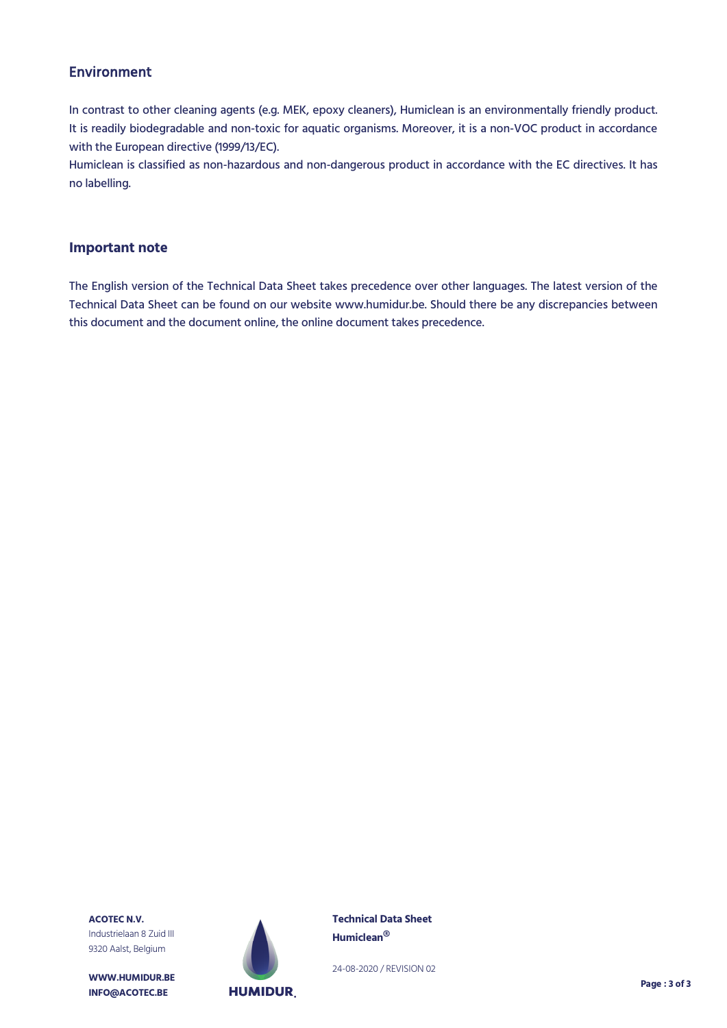## Environment

In contrast to other cleaning agents (e.g. MEK, epoxy cleaners), Humiclean is an environmentally friendly product. It is readily biodegradable and non-toxic for aquatic organisms. Moreover, it is a non-VOC product in accordance with the European directive (1999/13/EC).
Humiclean is classified as non-hazardous and non-dangerous product in accordance with the EC directives. It has no labelling.

## Important note

The English version of the Technical Data Sheet takes precedence over other languages. The latest version of the Technical Data Sheet can be found on our website www.humidur.be. Should there be any discrepancies between this document and the document online, the online document takes precedence.